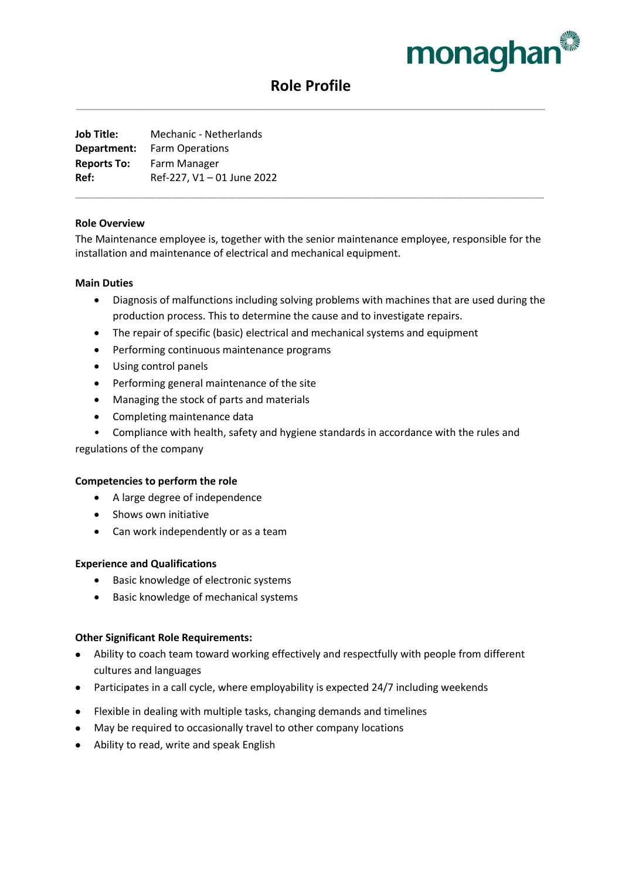monaghan

# Role Profile

**Job Title:** Mechanic - Netherlands
**Department:** Farm Operations
**Reports To:** Farm Manager
**Ref:** Ref-227, V1 – 01 June 2022

---

**Role Overview**

The Maintenance employee is, together with the senior maintenance employee, responsible for the installation and maintenance of electrical and mechanical equipment.

**Main Duties**

- Diagnosis of malfunctions including solving problems with machines that are used during the production process. This to determine the cause and to investigate repairs.
- The repair of specific (basic) electrical and mechanical systems and equipment
- Performing continuous maintenance programs
- Using control panels
- Performing general maintenance of the site
- Managing the stock of parts and materials
- Completing maintenance data
- Compliance with health, safety and hygiene standards in accordance with the rules and regulations of the company

**Competencies to perform the role**

- A large degree of independence
- Shows own initiative
- Can work independently or as a team

**Experience and Qualifications**

- Basic knowledge of electronic systems
- Basic knowledge of mechanical systems

**Other Significant Role Requirements:**

- Ability to coach team toward working effectively and respectfully with people from different cultures and languages
- Participates in a call cycle, where employability is expected 24/7 including weekends
- Flexible in dealing with multiple tasks, changing demands and timelines
- May be required to occasionally travel to other company locations
- Ability to read, write and speak English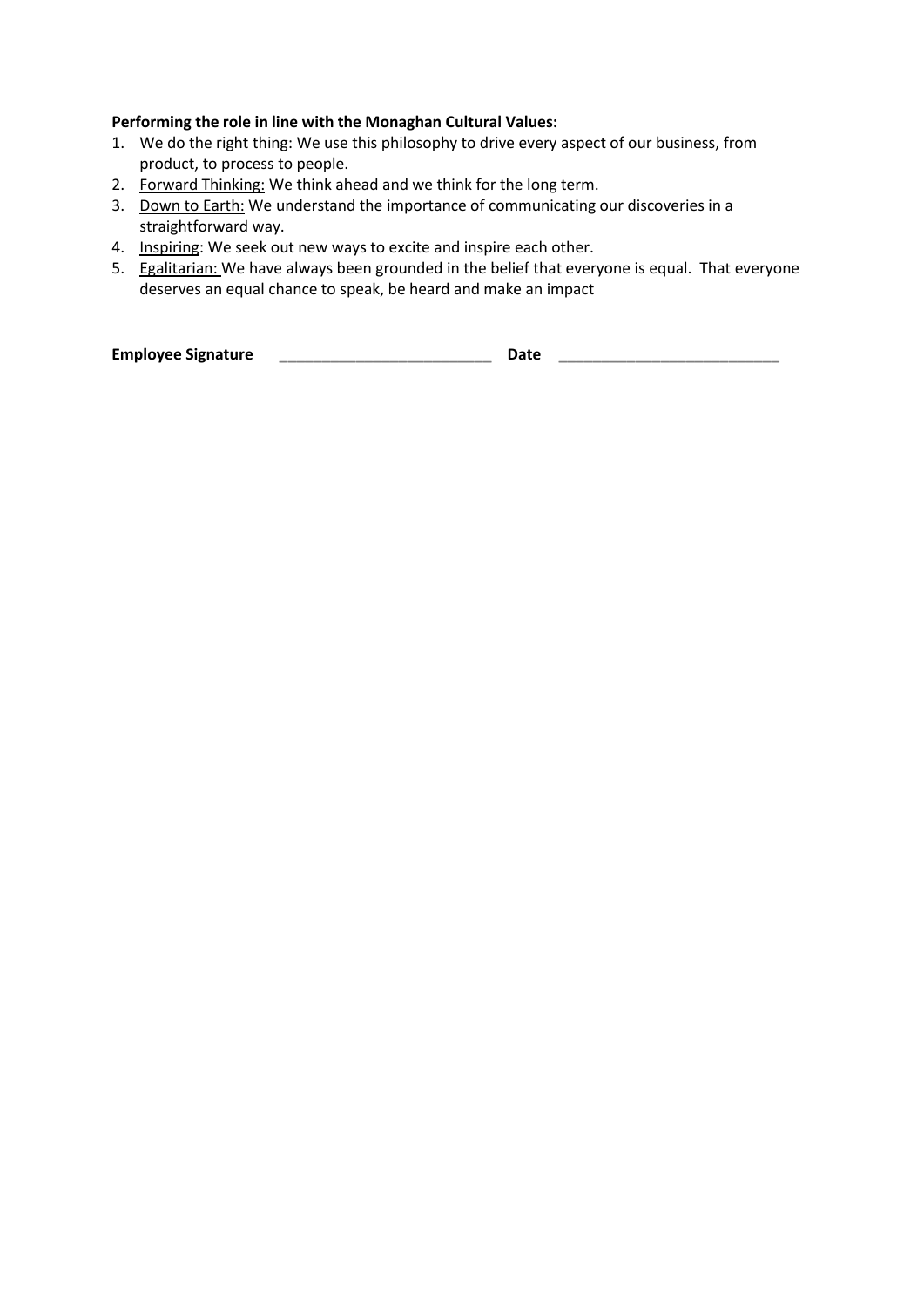**Performing the role in line with the Monaghan Cultural Values:**

1. <u>We do the right thing:</u> We use this philosophy to drive every aspect of our business, from product, to process to people.
2. <u>Forward Thinking:</u> We think ahead and we think for the long term.
3. <u>Down to Earth:</u> We understand the importance of communicating our discoveries in a straightforward way.
4. <u>Inspiring</u>: We seek out new ways to excite and inspire each other.
5. <u>Egalitarian:</u> We have always been grounded in the belief that everyone is equal. That everyone deserves an equal chance to speak, be heard and make an impact

**Employee Signature** __________________________ **Date** ___________________________